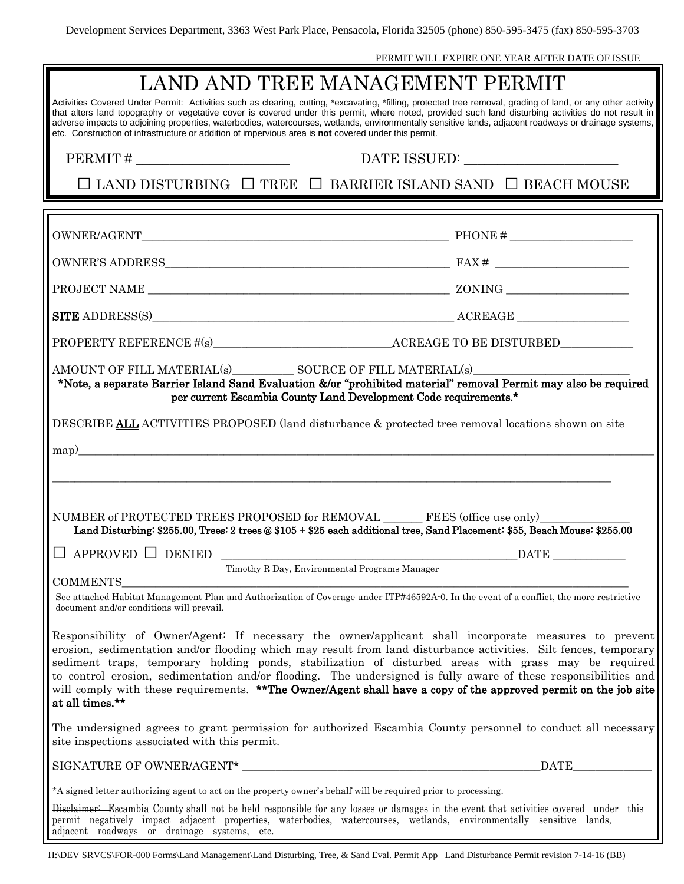Development Services Department, 3363 West Park Place, Pensacola, Florida 32505 (phone) 850-595-3475 (fax) 850-595-3703

PERMIT WILL EXPIRE ONE YEAR AFTER DATE OF ISSUE

# LAND AND TREE MANAGEMENT PERMIT

Activities Covered Under Permit: Activities such as clearing, cutting, *excavating, *filling, protected tree removal, grading of land, or any other activity that alters land topography or vegetative cover is covered under this permit, where noted, provided such land disturbing activities do not result in adverse impacts to adjoining properties, waterbodies, watercourses, wetlands, environmentally sensitive lands, adjacent roadways or drainage systems, etc. Construction of infrastructure or addition of impervious area is **not** covered under this permit.

PERMIT # ______________________ DATE ISSUED: ______________________

☐ LAND DISTURBING ☐ TREE ☐ BARRIER ISLAND SAND ☐ BEACH MOUSE

OWNER/AGENT__________________________________________________ PHONE # ____________________

OWNER'S ADDRESS______________________________________________ FAX # ______________________

PROJECT NAME _________________________________________________ ZONING ____________________

**SITE** ADDRESS(S)_________________________________________________ ACREAGE __________________

PROPERTY REFERENCE #(s)____________________________ACREAGE TO BE DISTURBED____________

AMOUNT OF FILL MATERIAL(s)__________ SOURCE OF FILL MATERIAL(s)_________________________

**\*Note, a separate Barrier Island Sand Evaluation &/or "prohibited material" removal Permit may also be required per current Escambia County Land Development Code requirements.\***

DESCRIBE **ALL** ACTIVITIES PROPOSED (land disturbance & protected tree removal locations shown on site map)____________________________________________________________________________________

____________________________________________________________________________________________

NUMBER of PROTECTED TREES PROPOSED for REMOVAL ______ FEES (office use only)______________

**Land Disturbing: $255.00, Trees: 2 trees @ $105 + $25 each additional tree, Sand Placement: $55, Beach Mouse: $255.00**

☐ APPROVED ☐ DENIED ________________________________________________DATE ____________

Timothy R Day, Environmental Programs Manager

COMMENTS____________________________________________________________________________

See attached Habitat Management Plan and Authorization of Coverage under ITP#46592A-0. In the event of a conflict, the more restrictive document and/or conditions will prevail.

Responsibility of Owner/Agent: If necessary the owner/applicant shall incorporate measures to prevent erosion, sedimentation and/or flooding which may result from land disturbance activities. Silt fences, temporary sediment traps, temporary holding ponds, stabilization of disturbed areas with grass may be required to control erosion, sedimentation and/or flooding. The undersigned is fully aware of these responsibilities and will comply with these requirements. **\*\*The Owner/Agent shall have a copy of the approved permit on the job site at all times.\*\***

The undersigned agrees to grant permission for authorized Escambia County personnel to conduct all necessary site inspections associated with this permit.

SIGNATURE OF OWNER/AGENT* ______________________________________________DATE_____________

*A signed letter authorizing agent to act on the property owner's behalf will be required prior to processing.

Disclaimer: Escambia County shall not be held responsible for any losses or damages in the event that activities covered under this permit negatively impact adjacent properties, waterbodies, watercourses, wetlands, environmentally sensitive lands, adjacent roadways or drainage systems, etc.

H:\DEV SRVCS\FOR-000 Forms\Land Management\Land Disturbing, Tree, & Sand Eval. Permit App Land Disturbance Permit revision 7-14-16 (BB)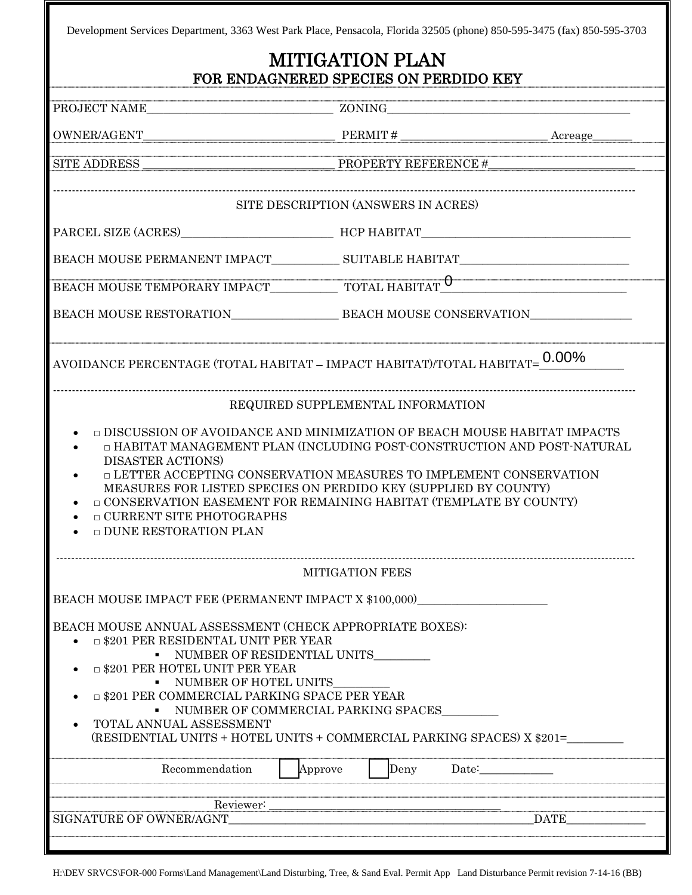Development Services Department, 3363 West Park Place, Pensacola, Florida 32505 (phone) 850-595-3475 (fax) 850-595-3703

# MITIGATION PLAN
## FOR ENDAGNERED SPECIES ON PERDIDO KEY

PROJECT NAME________________________________ ZONING__________________________________________

OWNER/AGENT_________________________________ PERMIT # _________________________ Acreage_______

SITE ADDRESS ________________________________ PROPERTY REFERENCE #_________________________

---

SITE DESCRIPTION (ANSWERS IN ACRES)

PARCEL SIZE (ACRES)__________________________ HCP HABITAT____________________________________

BEACH MOUSE PERMANENT IMPACT___________ SUITABLE HABITAT_____________________________

BEACH MOUSE TEMPORARY IMPACT___________ TOTAL HABITAT 0

BEACH MOUSE RESTORATION__________________ BEACH MOUSE CONSERVATION_________________

AVOIDANCE PERCENTAGE (TOTAL HABITAT – IMPACT HABITAT)/TOTAL HABITAT= 0.00%

---

REQUIRED SUPPLEMENTAL INFORMATION

- □ DISCUSSION OF AVOIDANCE AND MINIMIZATION OF BEACH MOUSE HABITAT IMPACTS
- □ HABITAT MANAGEMENT PLAN (INCLUDING POST-CONSTRUCTION AND POST-NATURAL DISASTER ACTIONS)
- □ LETTER ACCEPTING CONSERVATION MEASURES TO IMPLEMENT CONSERVATION MEASURES FOR LISTED SPECIES ON PERDIDO KEY (SUPPLIED BY COUNTY)
- □ CONSERVATION EASEMENT FOR REMAINING HABITAT (TEMPLATE BY COUNTY)
- □ CURRENT SITE PHOTOGRAPHS
- □ DUNE RESTORATION PLAN

---

MITIGATION FEES

BEACH MOUSE IMPACT FEE (PERMANENT IMPACT X $100,000)______________________

BEACH MOUSE ANNUAL ASSESSMENT (CHECK APPROPRIATE BOXES):

- □ $201 PER RESIDENTAL UNIT PER YEAR
  - NUMBER OF RESIDENTIAL UNITS_________
- □ $201 PER HOTEL UNIT PER YEAR
  - NUMBER OF HOTEL UNITS_________
- □ $201 PER COMMERCIAL PARKING SPACE PER YEAR
  - NUMBER OF COMMERCIAL PARKING SPACES_________
- TOTAL ANNUAL ASSESSMENT (RESIDENTIAL UNITS + HOTEL UNITS + COMMERCIAL PARKING SPACES) X $201=_________

Recommendation ☐ Approve ☐ Deny Date:_____________

Reviewer: ________________________________________

SIGNATURE OF OWNER/AGNT_______________________________________________________DATE_____________

H:\DEV SRVCS\FOR-000 Forms\Land Management\Land Disturbing, Tree, & Sand Eval. Permit App Land Disturbance Permit revision 7-14-16 (BB)